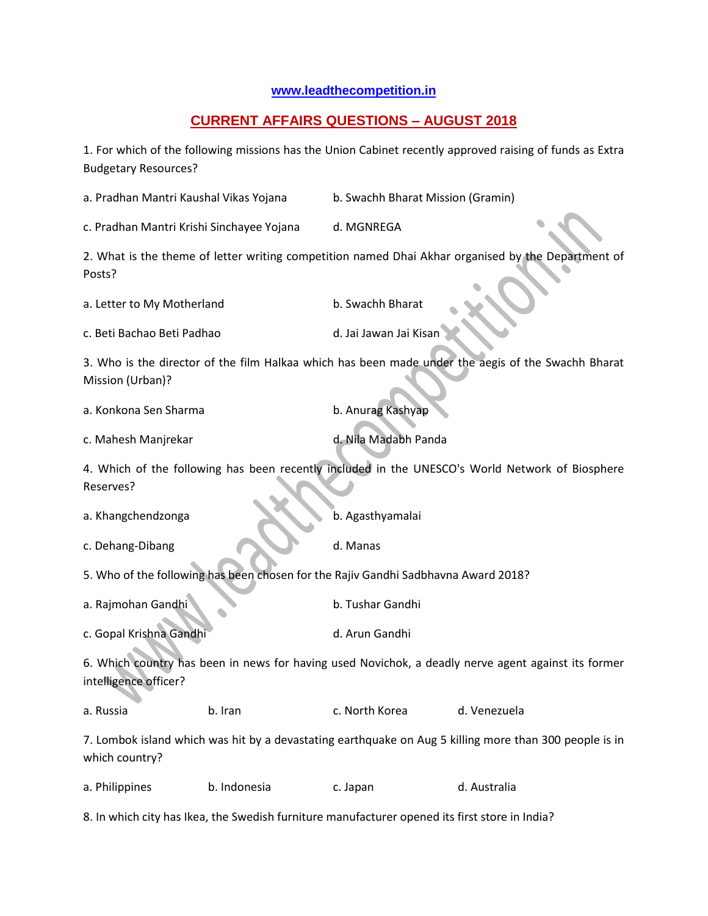www.leadthecompetition.in

## CURRENT AFFAIRS QUESTIONS – AUGUST 2018

1. For which of the following missions has the Union Cabinet recently approved raising of funds as Extra Budgetary Resources?

a. Pradhan Mantri Kaushal Vikas Yojana
b. Swachh Bharat Mission (Gramin)
c. Pradhan Mantri Krishi Sinchayee Yojana
d. MGNREGA

2. What is the theme of letter writing competition named Dhai Akhar organised by the Department of Posts?

a. Letter to My Motherland
b. Swachh Bharat
c. Beti Bachao Beti Padhao
d. Jai Jawan Jai Kisan

3. Who is the director of the film Halkaa which has been made under the aegis of the Swachh Bharat Mission (Urban)?

a. Konkona Sen Sharma
b. Anurag Kashyap
c. Mahesh Manjrekar
d. Nila Madabh Panda

4. Which of the following has been recently included in the UNESCO's World Network of Biosphere Reserves?

a. Khangchendzonga
b. Agasthyamalai
c. Dehang-Dibang
d. Manas

5. Who of the following has been chosen for the Rajiv Gandhi Sadbhavna Award 2018?

a. Rajmohan Gandhi
b. Tushar Gandhi
c. Gopal Krishna Gandhi
d. Arun Gandhi

6. Which country has been in news for having used Novichok, a deadly nerve agent against its former intelligence officer?

a. Russia
b. Iran
c. North Korea
d. Venezuela

7. Lombok island which was hit by a devastating earthquake on Aug 5 killing more than 300 people is in which country?

a. Philippines
b. Indonesia
c. Japan
d. Australia

8. In which city has Ikea, the Swedish furniture manufacturer opened its first store in India?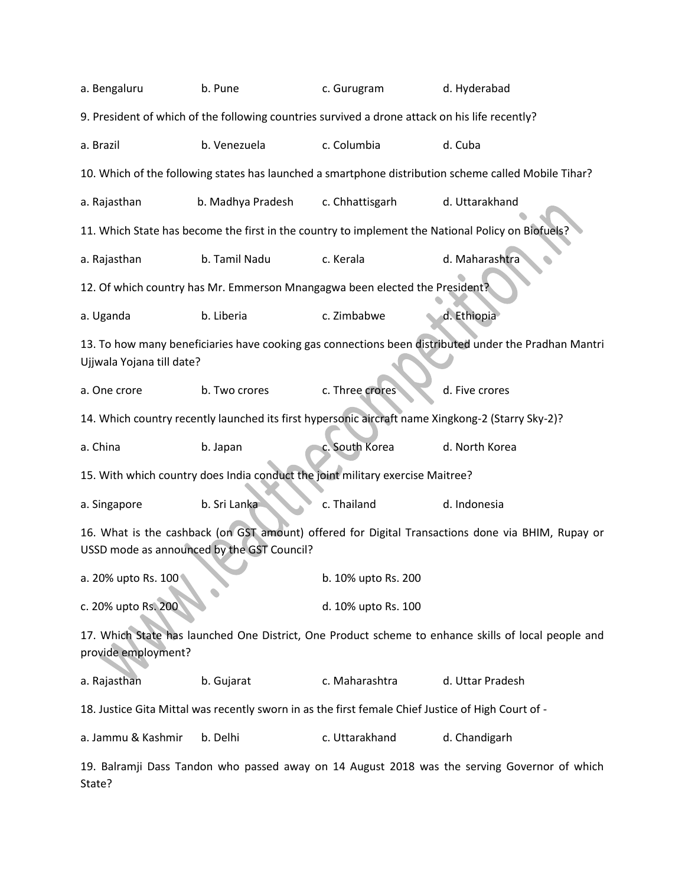a. Bengaluru b. Pune c. Gurugram d. Hyderabad

9. President of which of the following countries survived a drone attack on his life recently?

a. Brazil b. Venezuela c. Columbia d. Cuba

10. Which of the following states has launched a smartphone distribution scheme called Mobile Tihar?

a. Rajasthan b. Madhya Pradesh c. Chhattisgarh d. Uttarakhand

11. Which State has become the first in the country to implement the National Policy on Biofuels?

a. Rajasthan b. Tamil Nadu c. Kerala d. Maharashtra

12. Of which country has Mr. Emmerson Mnangagwa been elected the President?

a. Uganda b. Liberia c. Zimbabwe d. Ethiopia

13. To how many beneficiaries have cooking gas connections been distributed under the Pradhan Mantri Ujjwala Yojana till date?

a. One crore b. Two crores c. Three crores d. Five crores

14. Which country recently launched its first hypersonic aircraft name Xingkong-2 (Starry Sky-2)?

a. China b. Japan c. South Korea d. North Korea

15. With which country does India conduct the joint military exercise Maitree?

a. Singapore b. Sri Lanka c. Thailand d. Indonesia

16. What is the cashback (on GST amount) offered for Digital Transactions done via BHIM, Rupay or USSD mode as announced by the GST Council?

a. 20% upto Rs. 100 b. 10% upto Rs. 200

c. 20% upto Rs. 200 d. 10% upto Rs. 100

17. Which State has launched One District, One Product scheme to enhance skills of local people and provide employment?

a. Rajasthan b. Gujarat c. Maharashtra d. Uttar Pradesh

18. Justice Gita Mittal was recently sworn in as the first female Chief Justice of High Court of -

a. Jammu & Kashmir b. Delhi c. Uttarakhand d. Chandigarh

19. Balramji Dass Tandon who passed away on 14 August 2018 was the serving Governor of which State?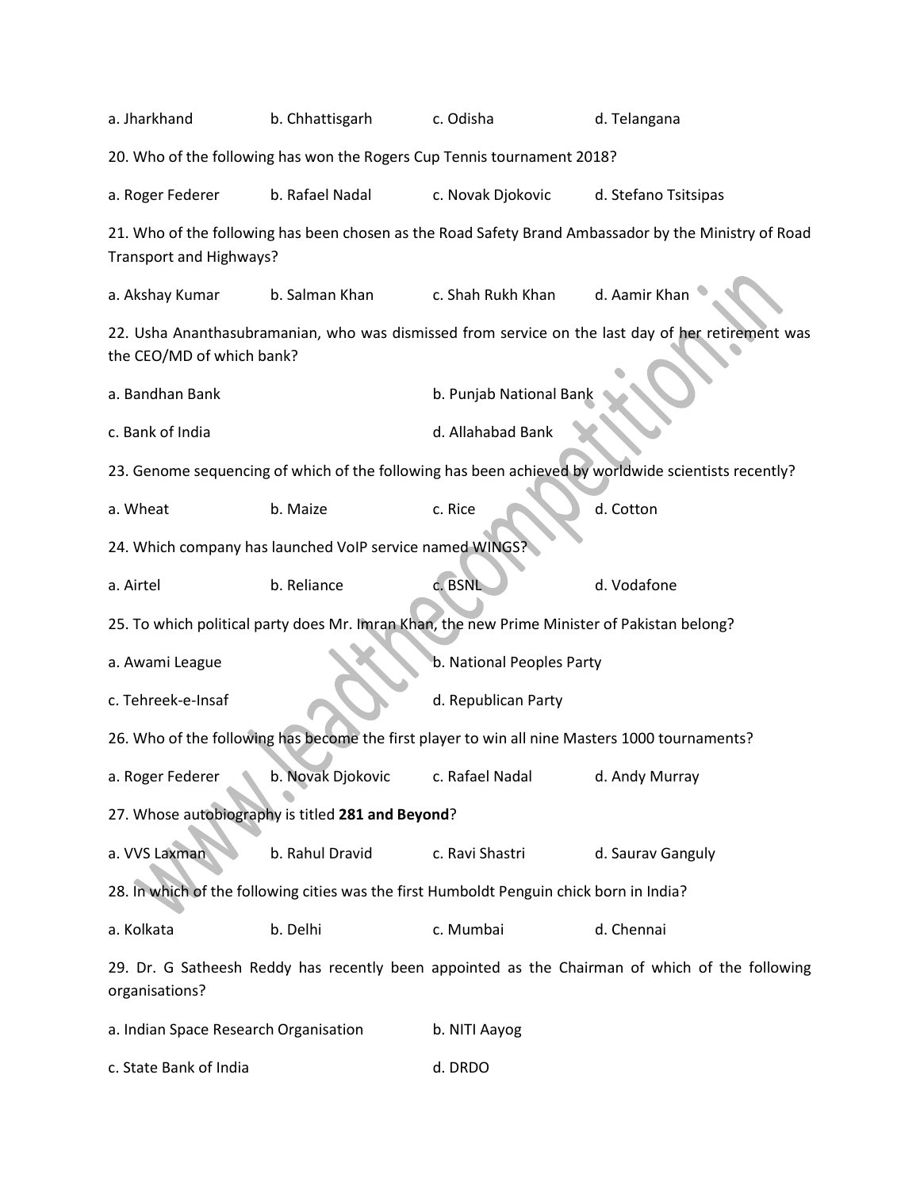a. Jharkhand b. Chhattisgarh c. Odisha d. Telangana

20. Who of the following has won the Rogers Cup Tennis tournament 2018?

a. Roger Federer b. Rafael Nadal c. Novak Djokovic d. Stefano Tsitsipas

21. Who of the following has been chosen as the Road Safety Brand Ambassador by the Ministry of Road Transport and Highways?

a. Akshay Kumar b. Salman Khan c. Shah Rukh Khan d. Aamir Khan

22. Usha Ananthasubramanian, who was dismissed from service on the last day of her retirement was the CEO/MD of which bank?

a. Bandhan Bank b. Punjab National Bank

c. Bank of India d. Allahabad Bank

23. Genome sequencing of which of the following has been achieved by worldwide scientists recently?

a. Wheat b. Maize c. Rice d. Cotton

24. Which company has launched VoIP service named WINGS?

a. Airtel b. Reliance c. BSNL d. Vodafone

25. To which political party does Mr. Imran Khan, the new Prime Minister of Pakistan belong?

a. Awami League b. National Peoples Party

c. Tehreek-e-Insaf d. Republican Party

26. Who of the following has become the first player to win all nine Masters 1000 tournaments?

a. Roger Federer b. Novak Djokovic c. Rafael Nadal d. Andy Murray

27. Whose autobiography is titled **281 and Beyond**?

a. VVS Laxman b. Rahul Dravid c. Ravi Shastri d. Saurav Ganguly

28. In which of the following cities was the first Humboldt Penguin chick born in India?

a. Kolkata b. Delhi c. Mumbai d. Chennai

29. Dr. G Satheesh Reddy has recently been appointed as the Chairman of which of the following organisations?

a. Indian Space Research Organisation b. NITI Aayog

c. State Bank of India d. DRDO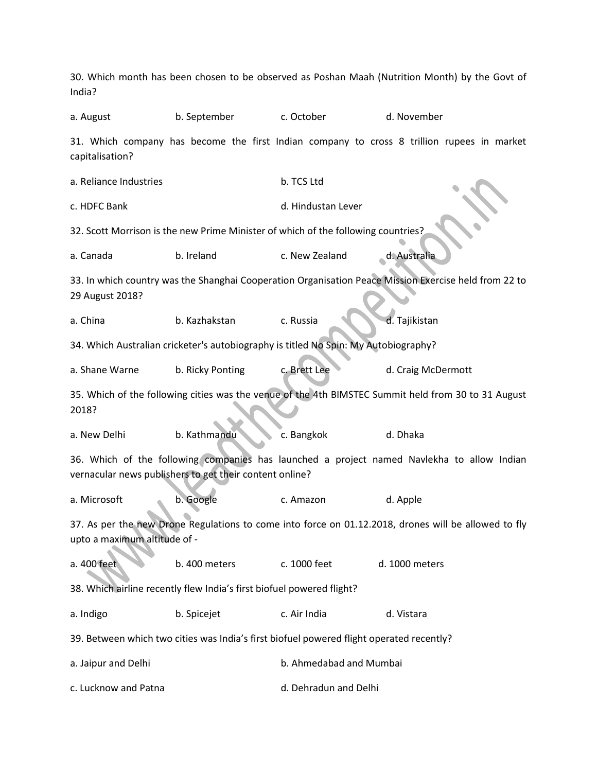30. Which month has been chosen to be observed as Poshan Maah (Nutrition Month) by the Govt of India?

a. August b. September c. October d. November

31. Which company has become the first Indian company to cross 8 trillion rupees in market capitalisation?

a. Reliance Industries b. TCS Ltd

c. HDFC Bank d. Hindustan Lever

32. Scott Morrison is the new Prime Minister of which of the following countries?

a. Canada b. Ireland c. New Zealand d. Australia

33. In which country was the Shanghai Cooperation Organisation Peace Mission Exercise held from 22 to 29 August 2018?

a. China b. Kazhakstan c. Russia d. Tajikistan

34. Which Australian cricketer's autobiography is titled No Spin: My Autobiography?

a. Shane Warne b. Ricky Ponting c. Brett Lee d. Craig McDermott

35. Which of the following cities was the venue of the 4th BIMSTEC Summit held from 30 to 31 August 2018?

a. New Delhi b. Kathmandu c. Bangkok d. Dhaka

36. Which of the following companies has launched a project named Navlekha to allow Indian vernacular news publishers to get their content online?

a. Microsoft b. Google c. Amazon d. Apple

37. As per the new Drone Regulations to come into force on 01.12.2018, drones will be allowed to fly upto a maximum altitude of -

a. 400 feet b. 400 meters c. 1000 feet d. 1000 meters

38. Which airline recently flew India's first biofuel powered flight?

a. Indigo b. Spicejet c. Air India d. Vistara

39. Between which two cities was India's first biofuel powered flight operated recently?

a. Jaipur and Delhi b. Ahmedabad and Mumbai

c. Lucknow and Patna d. Dehradun and Delhi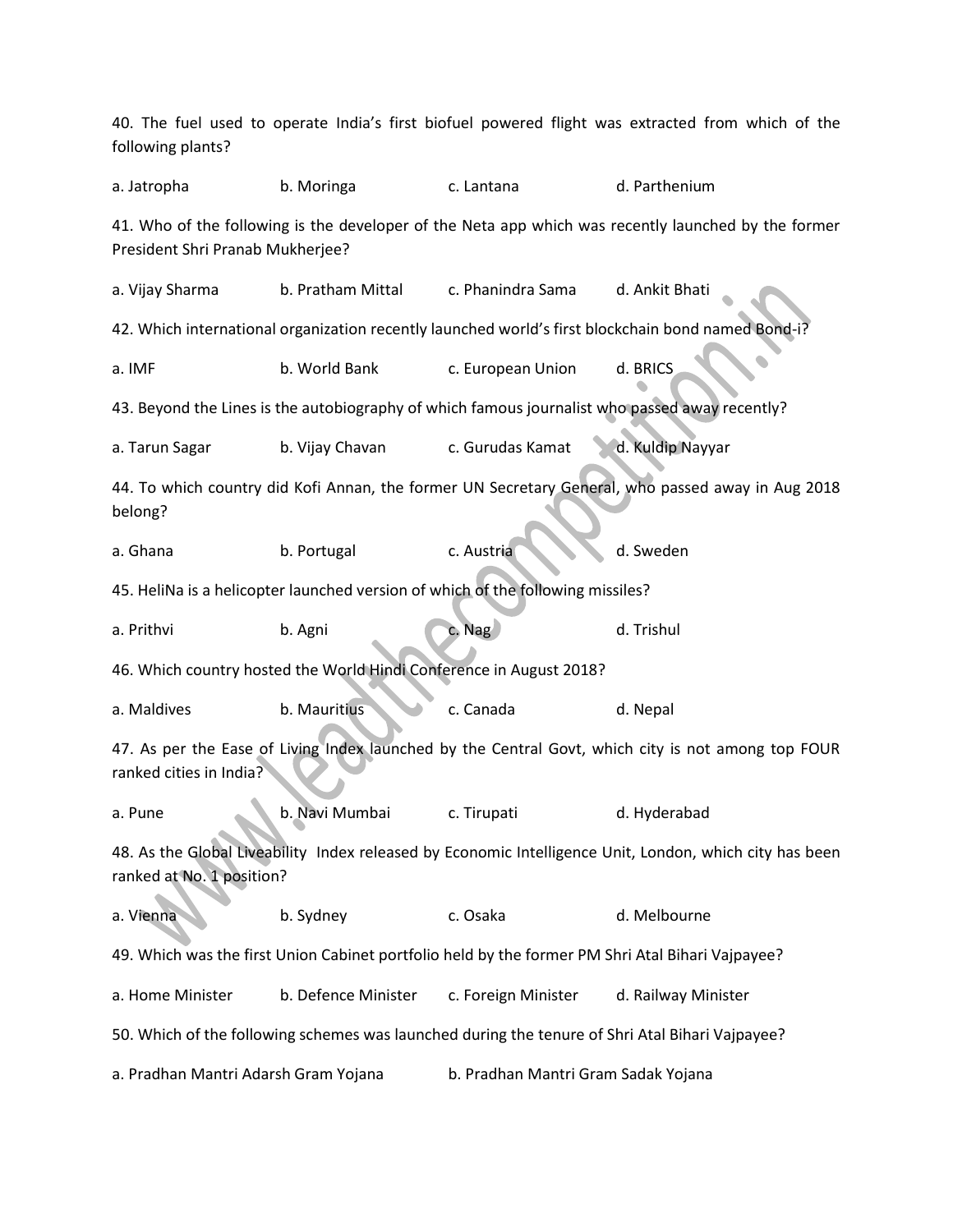40. The fuel used to operate India's first biofuel powered flight was extracted from which of the following plants?

a. Jatropha b. Moringa c. Lantana d. Parthenium

41. Who of the following is the developer of the Neta app which was recently launched by the former President Shri Pranab Mukherjee?

a. Vijay Sharma b. Pratham Mittal c. Phanindra Sama d. Ankit Bhati

42. Which international organization recently launched world's first blockchain bond named Bond-i?

a. IMF b. World Bank c. European Union d. BRICS

43. Beyond the Lines is the autobiography of which famous journalist who passed away recently?

a. Tarun Sagar b. Vijay Chavan c. Gurudas Kamat d. Kuldip Nayyar

44. To which country did Kofi Annan, the former UN Secretary General, who passed away in Aug 2018 belong?

a. Ghana b. Portugal c. Austria d. Sweden

45. HeliNa is a helicopter launched version of which of the following missiles?

a. Prithvi b. Agni c. Nag d. Trishul

46. Which country hosted the World Hindi Conference in August 2018?

a. Maldives b. Mauritius c. Canada d. Nepal

47. As per the Ease of Living Index launched by the Central Govt, which city is not among top FOUR ranked cities in India?

a. Pune b. Navi Mumbai c. Tirupati d. Hyderabad

48. As the Global Liveability Index released by Economic Intelligence Unit, London, which city has been ranked at No. 1 position?

a. Vienna b. Sydney c. Osaka d. Melbourne

49. Which was the first Union Cabinet portfolio held by the former PM Shri Atal Bihari Vajpayee?

a. Home Minister b. Defence Minister c. Foreign Minister d. Railway Minister

50. Which of the following schemes was launched during the tenure of Shri Atal Bihari Vajpayee?

a. Pradhan Mantri Adarsh Gram Yojana b. Pradhan Mantri Gram Sadak Yojana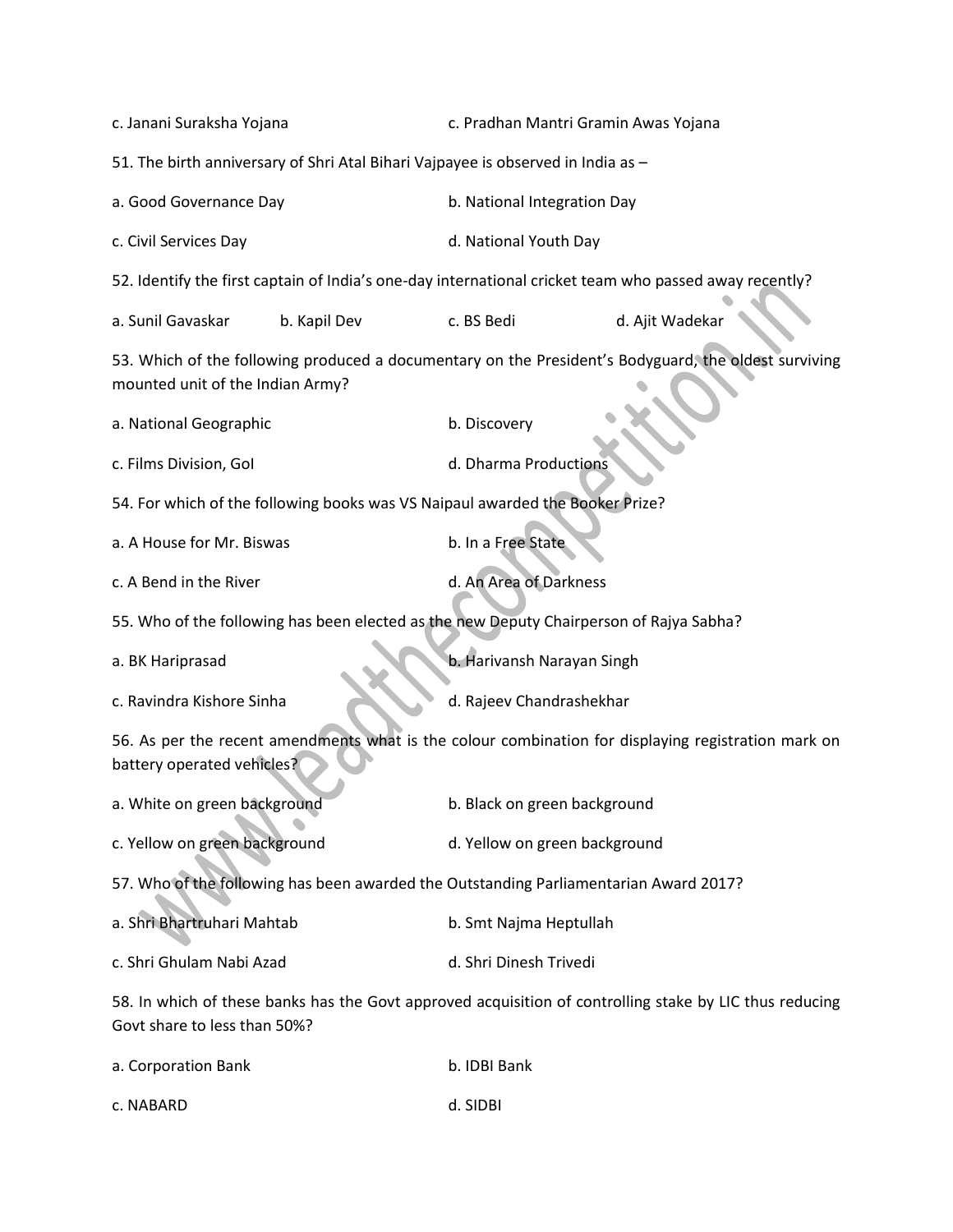c. Janani Suraksha Yojana c. Pradhan Mantri Gramin Awas Yojana

51. The birth anniversary of Shri Atal Bihari Vajpayee is observed in India as –

a. Good Governance Day b. National Integration Day

c. Civil Services Day d. National Youth Day

52. Identify the first captain of India's one-day international cricket team who passed away recently?

a. Sunil Gavaskar b. Kapil Dev c. BS Bedi d. Ajit Wadekar

53. Which of the following produced a documentary on the President's Bodyguard, the oldest surviving mounted unit of the Indian Army?

a. National Geographic b. Discovery

c. Films Division, GoI d. Dharma Productions

54. For which of the following books was VS Naipaul awarded the Booker Prize?

a. A House for Mr. Biswas b. In a Free State

c. A Bend in the River d. An Area of Darkness

55. Who of the following has been elected as the new Deputy Chairperson of Rajya Sabha?

a. BK Hariprasad b. Harivansh Narayan Singh

c. Ravindra Kishore Sinha d. Rajeev Chandrashekhar

56. As per the recent amendments what is the colour combination for displaying registration mark on battery operated vehicles?

a. White on green background b. Black on green background

c. Yellow on green background d. Yellow on green background

57. Who of the following has been awarded the Outstanding Parliamentarian Award 2017?

a. Shri Bhartruhari Mahtab b. Smt Najma Heptullah

c. Shri Ghulam Nabi Azad d. Shri Dinesh Trivedi

58. In which of these banks has the Govt approved acquisition of controlling stake by LIC thus reducing Govt share to less than 50%?

a. Corporation Bank b. IDBI Bank

c. NABARD d. SIDBI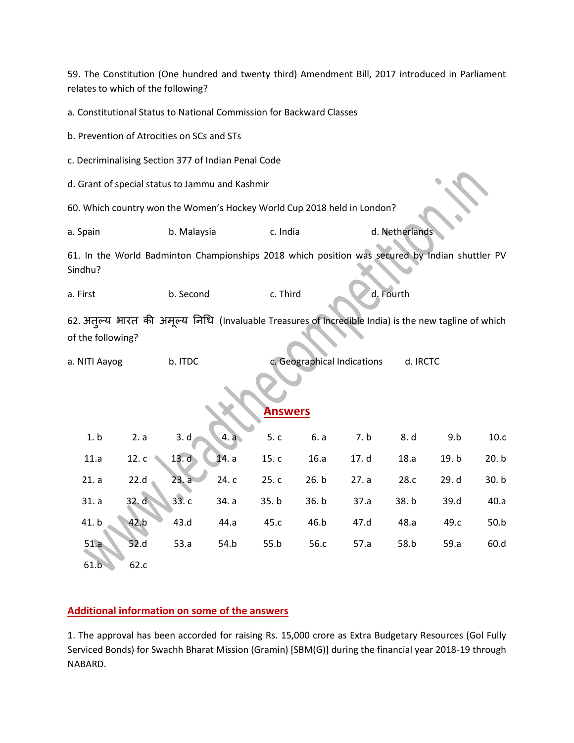59. The Constitution (One hundred and twenty third) Amendment Bill, 2017 introduced in Parliament relates to which of the following?

a. Constitutional Status to National Commission for Backward Classes

b. Prevention of Atrocities on SCs and STs

c. Decriminalising Section 377 of Indian Penal Code

d. Grant of special status to Jammu and Kashmir

60. Which country won the Women's Hockey World Cup 2018 held in London?

a. Spain b. Malaysia c. India d. Netherlands

61. In the World Badminton Championships 2018 which position was secured by Indian shuttler PV Sindhu?

a. First b. Second c. Third d. Fourth

62. अतुल्य भारत की अमूल्य निधि (Invaluable Treasures of Incredible India) is the new tagline of which of the following?

a. NITI Aayog b. ITDC c. Geographical Indications d. IRCTC

## Answers

| | | | | | | | | | |
|---|---|---|---|---|---|---|---|---|---|
| 1. b | 2. a | 3. d | 4. a | 5. c | 6. a | 7. b | 8. d | 9.b | 10.c |
| 11.a | 12. c | 13. d | 14. a | 15. c | 16.a | 17. d | 18.a | 19. b | 20. b |
| 21. a | 22.d | 23. a | 24. c | 25. c | 26. b | 27. a | 28.c | 29. d | 30. b |
| 31. a | 32. d | 33. c | 34. a | 35. b | 36. b | 37.a | 38. b | 39.d | 40.a |
| 41. b | 42.b | 43.d | 44.a | 45.c | 46.b | 47.d | 48.a | 49.c | 50.b |
| 51.a | 52.d | 53.a | 54.b | 55.b | 56.c | 57.a | 58.b | 59.a | 60.d |
| 61.b | 62.c | | | | | | | | |

## Additional information on some of the answers

1. The approval has been accorded for raising Rs. 15,000 crore as Extra Budgetary Resources (GoI Fully Serviced Bonds) for Swachh Bharat Mission (Gramin) [SBM(G)] during the financial year 2018-19 through NABARD.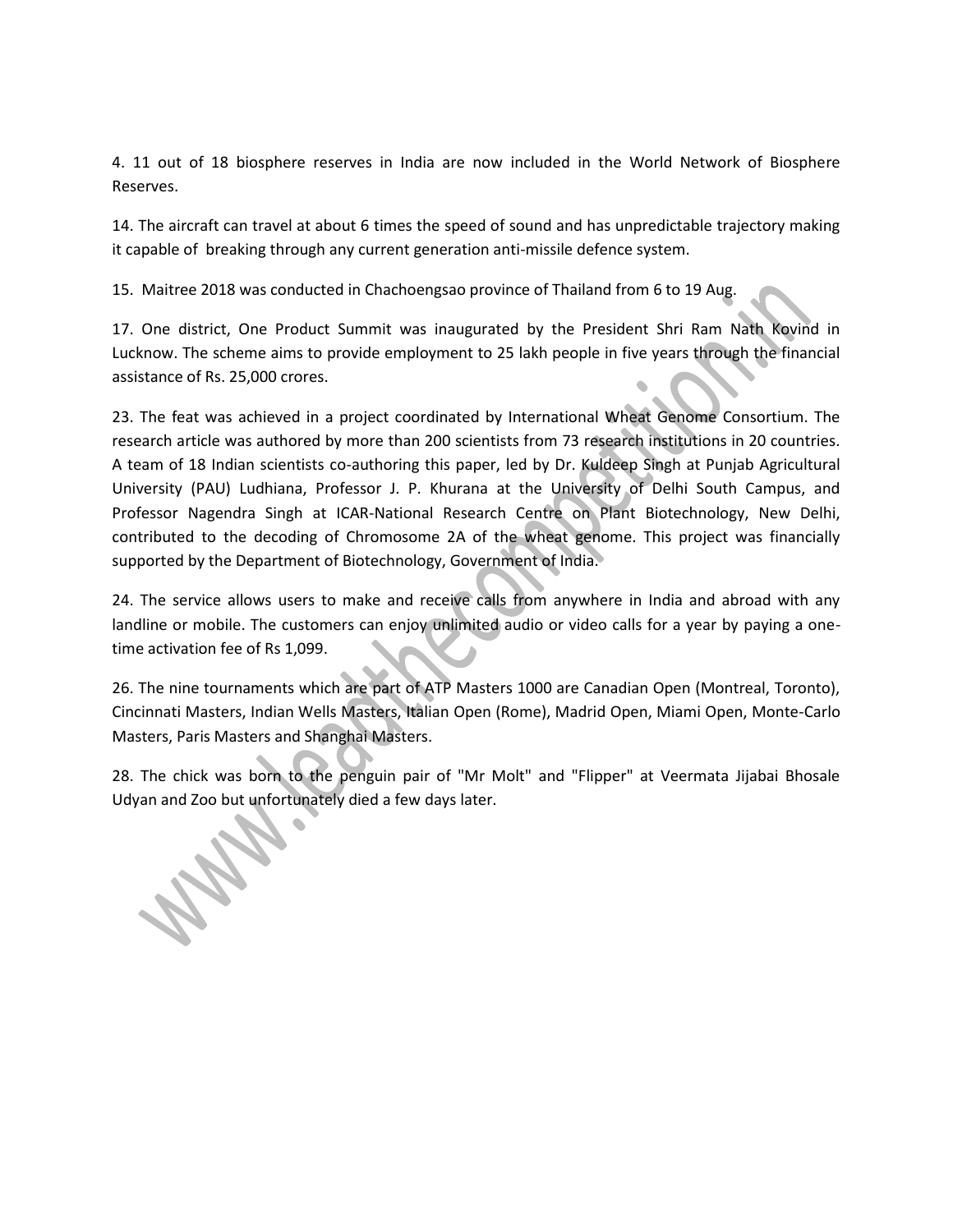4. 11 out of 18 biosphere reserves in India are now included in the World Network of Biosphere Reserves.

14. The aircraft can travel at about 6 times the speed of sound and has unpredictable trajectory making it capable of breaking through any current generation anti-missile defence system.

15. Maitree 2018 was conducted in Chachoengsao province of Thailand from 6 to 19 Aug.

17. One district, One Product Summit was inaugurated by the President Shri Ram Nath Kovind in Lucknow. The scheme aims to provide employment to 25 lakh people in five years through the financial assistance of Rs. 25,000 crores.

23. The feat was achieved in a project coordinated by International Wheat Genome Consortium. The research article was authored by more than 200 scientists from 73 research institutions in 20 countries. A team of 18 Indian scientists co-authoring this paper, led by Dr. Kuldeep Singh at Punjab Agricultural University (PAU) Ludhiana, Professor J. P. Khurana at the University of Delhi South Campus, and Professor Nagendra Singh at ICAR-National Research Centre on Plant Biotechnology, New Delhi, contributed to the decoding of Chromosome 2A of the wheat genome. This project was financially supported by the Department of Biotechnology, Government of India.

24. The service allows users to make and receive calls from anywhere in India and abroad with any landline or mobile. The customers can enjoy unlimited audio or video calls for a year by paying a one-time activation fee of Rs 1,099.

26. The nine tournaments which are part of ATP Masters 1000 are Canadian Open (Montreal, Toronto), Cincinnati Masters, Indian Wells Masters, Italian Open (Rome), Madrid Open, Miami Open, Monte-Carlo Masters, Paris Masters and Shanghai Masters.

28. The chick was born to the penguin pair of "Mr Molt" and "Flipper" at Veermata Jijabai Bhosale Udyan and Zoo but unfortunately died a few days later.